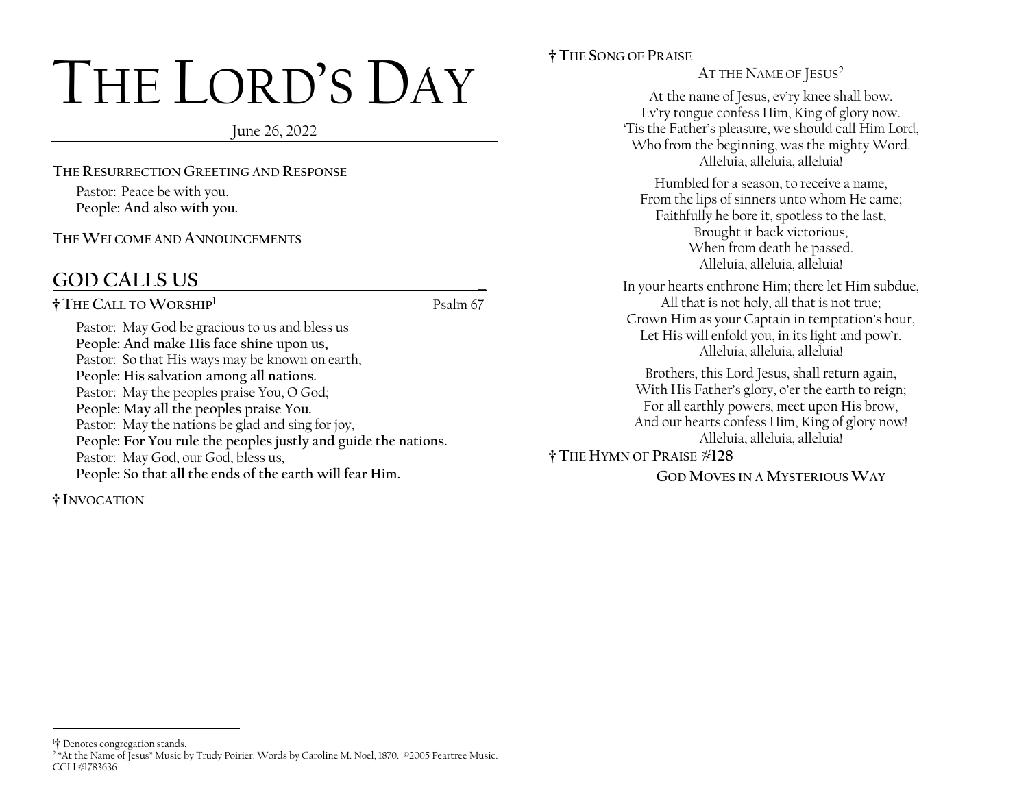# THE LORD'S DAY

June 26, 2022

**THE RESURRECTION GREETING AND RESPONSE**

Pastor: Peace be with you.
**People: And also with you.**

**THE WELCOME AND ANNOUNCEMENTS**

## GOD CALLS US

**† THE CALL TO WORSHIP**[1] Psalm 67

Pastor: May God be gracious to us and bless us
**People: And make His face shine upon us,**
Pastor: So that His ways may be known on earth,
**People: His salvation among all nations.**
Pastor: May the peoples praise You, O God;
**People: May all the peoples praise You.**
Pastor: May the nations be glad and sing for joy,
**People: For You rule the peoples justly and guide the nations.**
Pastor: May God, our God, bless us,
**People: So that all the ends of the earth will fear Him.**

**† INVOCATION**

**† THE SONG OF PRAISE**

AT THE NAME OF JESUS[2]

At the name of Jesus, ev'ry knee shall bow.
Ev'ry tongue confess Him, King of glory now.
'Tis the Father's pleasure, we should call Him Lord,
Who from the beginning, was the mighty Word.
Alleluia, alleluia, alleluia!

Humbled for a season, to receive a name,
From the lips of sinners unto whom He came;
Faithfully he bore it, spotless to the last,
Brought it back victorious,
When from death he passed.
Alleluia, alleluia, alleluia!

In your hearts enthrone Him; there let Him subdue,
All that is not holy, all that is not true;
Crown Him as your Captain in temptation's hour,
Let His will enfold you, in its light and pow'r.
Alleluia, alleluia, alleluia!

Brothers, this Lord Jesus, shall return again,
With His Father's glory, o'er the earth to reign;
For all earthly powers, meet upon His brow,
And our hearts confess Him, King of glory now!
Alleluia, alleluia, alleluia!

**† THE HYMN OF PRAISE #128**

**GOD MOVES IN A MYSTERIOUS WAY**

---

[1] † Denotes congregation stands.
[2] "At the Name of Jesus" Music by Trudy Poirier. Words by Caroline M. Noel, 1870. ©2005 Peartree Music. CCLI #1783636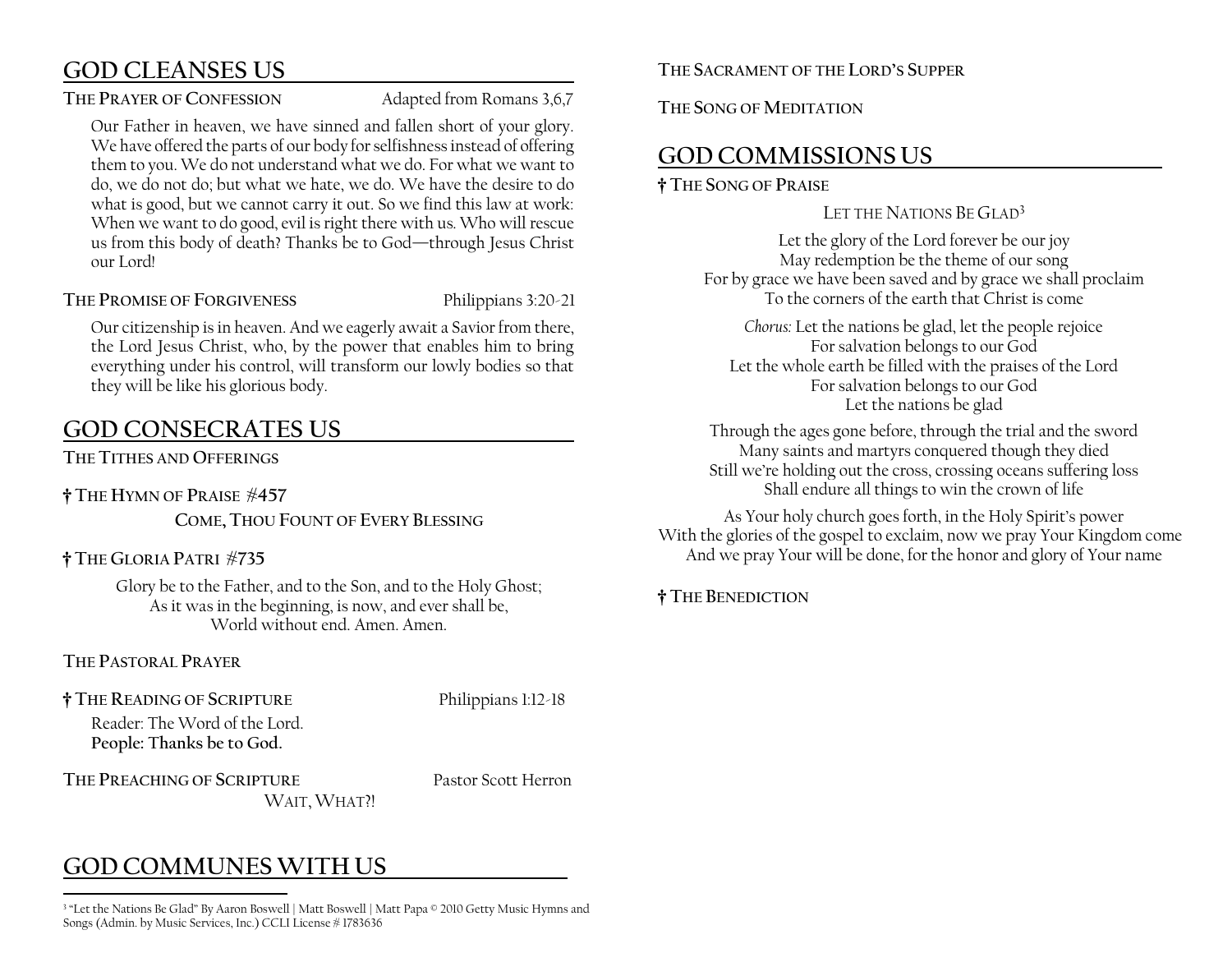## GOD CLEANSES US

**THE PRAYER OF CONFESSION** Adapted from Romans 3,6,7

Our Father in heaven, we have sinned and fallen short of your glory. We have offered the parts of our body for selfishness instead of offering them to you. We do not understand what we do. For what we want to do, we do not do; but what we hate, we do. We have the desire to do what is good, but we cannot carry it out. So we find this law at work: When we want to do good, evil is right there with us. Who will rescue us from this body of death? Thanks be to God—through Jesus Christ our Lord!

**THE PROMISE OF FORGIVENESS** Philippians 3:20-21

Our citizenship is in heaven. And we eagerly await a Savior from there, the Lord Jesus Christ, who, by the power that enables him to bring everything under his control, will transform our lowly bodies so that they will be like his glorious body.

## GOD CONSECRATES US

**THE TITHES AND OFFERINGS**

**† THE HYMN OF PRAISE #457**

**COME, THOU FOUNT OF EVERY BLESSING**

**† THE GLORIA PATRI #735**

Glory be to the Father, and to the Son, and to the Holy Ghost;
As it was in the beginning, is now, and ever shall be,
World without end. Amen. Amen.

**THE PASTORAL PRAYER**

**† THE READING OF SCRIPTURE** Philippians 1:12-18

Reader: The Word of the Lord.
**People: Thanks be to God.**

**THE PREACHING OF SCRIPTURE** Pastor Scott Herron

WAIT, WHAT?!

## GOD COMMUNES WITH US

**THE SACRAMENT OF THE LORD'S SUPPER**

**THE SONG OF MEDITATION**

## GOD COMMISSIONS US

**† THE SONG OF PRAISE**

LET THE NATIONS BE GLAD[3]

Let the glory of the Lord forever be our joy
May redemption be the theme of our song
For by grace we have been saved and by grace we shall proclaim
To the corners of the earth that Christ is come

*Chorus:* Let the nations be glad, let the people rejoice
For salvation belongs to our God
Let the whole earth be filled with the praises of the Lord
For salvation belongs to our God
Let the nations be glad

Through the ages gone before, through the trial and the sword
Many saints and martyrs conquered though they died
Still we're holding out the cross, crossing oceans suffering loss
Shall endure all things to win the crown of life

As Your holy church goes forth, in the Holy Spirit's power
With the glories of the gospel to exclaim, now we pray Your Kingdom come
And we pray Your will be done, for the honor and glory of Your name

**† THE BENEDICTION**

---

[3] "Let the Nations Be Glad" By Aaron Boswell | Matt Boswell | Matt Papa © 2010 Getty Music Hymns and Songs (Admin. by Music Services, Inc.) CCLI License # 1783636